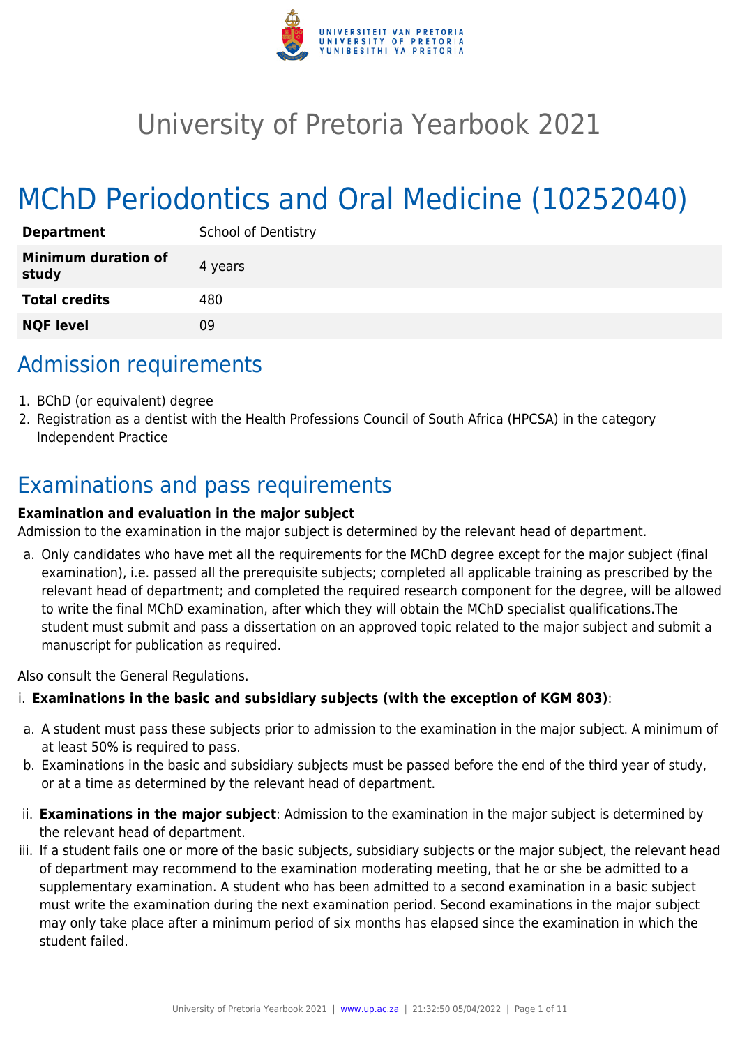# University of Pretoria Yearbook 2021

# MChD Periodontics and Oral Medicine (10252040)

| **Department** | School of Dentistry |
| --- | --- |
| **Minimum duration of study** | 4 years |
| **Total credits** | 480 |
| **NQF level** | 09 |

## Admission requirements

1. BChD (or equivalent) degree
2. Registration as a dentist with the Health Professions Council of South Africa (HPCSA) in the category Independent Practice

## Examinations and pass requirements

**Examination and evaluation in the major subject**
Admission to the examination in the major subject is determined by the relevant head of department.

a. Only candidates who have met all the requirements for the MChD degree except for the major subject (final examination), i.e. passed all the prerequisite subjects; completed all applicable training as prescribed by the relevant head of department; and completed the required research component for the degree, will be allowed to write the final MChD examination, after which they will obtain the MChD specialist qualifications.The student must submit and pass a dissertation on an approved topic related to the major subject and submit a manuscript for publication as required.

Also consult the General Regulations.

i. **Examinations in the basic and subsidiary subjects (with the exception of KGM 803)**:

a. A student must pass these subjects prior to admission to the examination in the major subject. A minimum of at least 50% is required to pass.
b. Examinations in the basic and subsidiary subjects must be passed before the end of the third year of study, or at a time as determined by the relevant head of department.

ii. **Examinations in the major subject**: Admission to the examination in the major subject is determined by the relevant head of department.

iii. If a student fails one or more of the basic subjects, subsidiary subjects or the major subject, the relevant head of department may recommend to the examination moderating meeting, that he or she be admitted to a supplementary examination. A student who has been admitted to a second examination in a basic subject must write the examination during the next examination period. Second examinations in the major subject may only take place after a minimum period of six months has elapsed since the examination in which the student failed.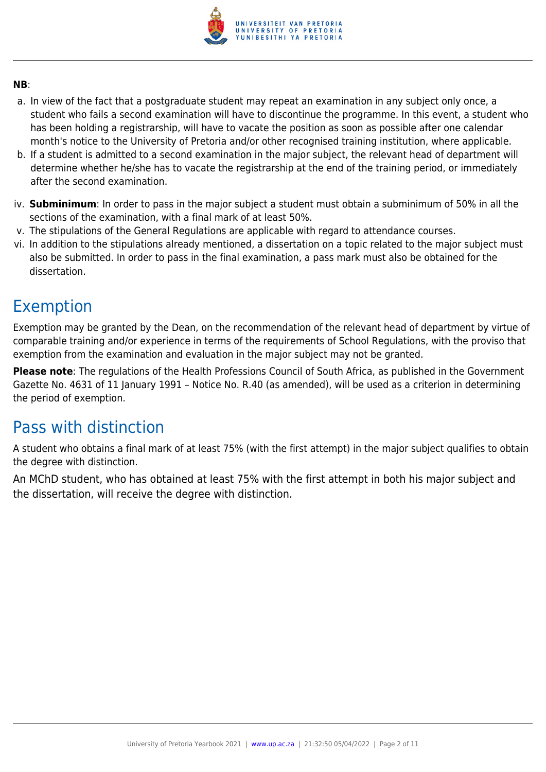**NB**:

a. In view of the fact that a postgraduate student may repeat an examination in any subject only once, a student who fails a second examination will have to discontinue the programme. In this event, a student who has been holding a registrarship, will have to vacate the position as soon as possible after one calendar month's notice to the University of Pretoria and/or other recognised training institution, where applicable.
b. If a student is admitted to a second examination in the major subject, the relevant head of department will determine whether he/she has to vacate the registrarship at the end of the training period, or immediately after the second examination.

iv. **Subminimum**: In order to pass in the major subject a student must obtain a subminimum of 50% in all the sections of the examination, with a final mark of at least 50%.
v. The stipulations of the General Regulations are applicable with regard to attendance courses.
vi. In addition to the stipulations already mentioned, a dissertation on a topic related to the major subject must also be submitted. In order to pass in the final examination, a pass mark must also be obtained for the dissertation.

## Exemption

Exemption may be granted by the Dean, on the recommendation of the relevant head of department by virtue of comparable training and/or experience in terms of the requirements of School Regulations, with the proviso that exemption from the examination and evaluation in the major subject may not be granted.

**Please note**: The regulations of the Health Professions Council of South Africa, as published in the Government Gazette No. 4631 of 11 January 1991 – Notice No. R.40 (as amended), will be used as a criterion in determining the period of exemption.

## Pass with distinction

A student who obtains a final mark of at least 75% (with the first attempt) in the major subject qualifies to obtain the degree with distinction.

An MChD student, who has obtained at least 75% with the first attempt in both his major subject and the dissertation, will receive the degree with distinction.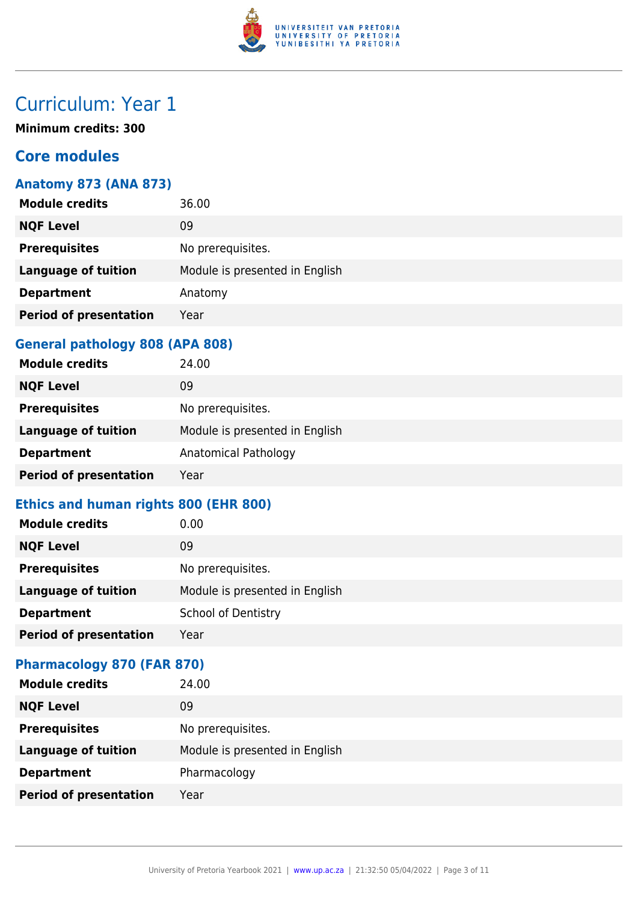# Curriculum: Year 1

**Minimum credits: 300**

## Core modules

### Anatomy 873 (ANA 873)

| | |
|---|---|
| **Module credits** | 36.00 |
| **NQF Level** | 09 |
| **Prerequisites** | No prerequisites. |
| **Language of tuition** | Module is presented in English |
| **Department** | Anatomy |
| **Period of presentation** | Year |

### General pathology 808 (APA 808)

| | |
|---|---|
| **Module credits** | 24.00 |
| **NQF Level** | 09 |
| **Prerequisites** | No prerequisites. |
| **Language of tuition** | Module is presented in English |
| **Department** | Anatomical Pathology |
| **Period of presentation** | Year |

### Ethics and human rights 800 (EHR 800)

| | |
|---|---|
| **Module credits** | 0.00 |
| **NQF Level** | 09 |
| **Prerequisites** | No prerequisites. |
| **Language of tuition** | Module is presented in English |
| **Department** | School of Dentistry |
| **Period of presentation** | Year |

### Pharmacology 870 (FAR 870)

| | |
|---|---|
| **Module credits** | 24.00 |
| **NQF Level** | 09 |
| **Prerequisites** | No prerequisites. |
| **Language of tuition** | Module is presented in English |
| **Department** | Pharmacology |
| **Period of presentation** | Year |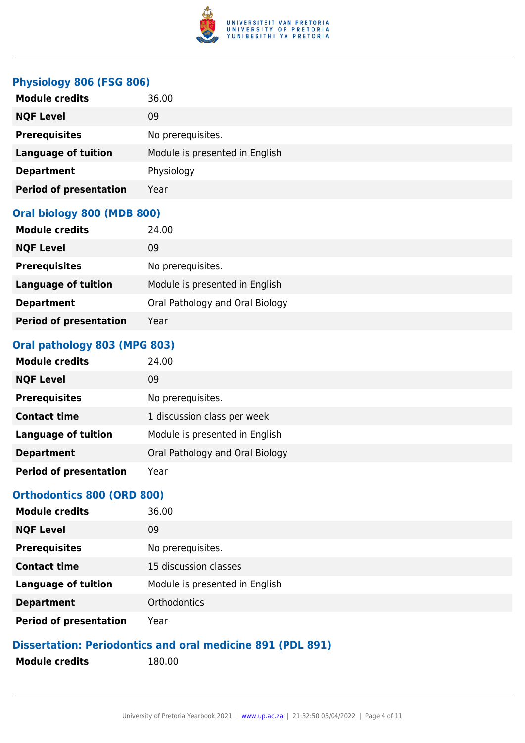### Physiology 806 (FSG 806)

| | |
|---|---|
| **Module credits** | 36.00 |
| **NQF Level** | 09 |
| **Prerequisites** | No prerequisites. |
| **Language of tuition** | Module is presented in English |
| **Department** | Physiology |
| **Period of presentation** | Year |

### Oral biology 800 (MDB 800)

| | |
|---|---|
| **Module credits** | 24.00 |
| **NQF Level** | 09 |
| **Prerequisites** | No prerequisites. |
| **Language of tuition** | Module is presented in English |
| **Department** | Oral Pathology and Oral Biology |
| **Period of presentation** | Year |

### Oral pathology 803 (MPG 803)

| | |
|---|---|
| **Module credits** | 24.00 |
| **NQF Level** | 09 |
| **Prerequisites** | No prerequisites. |
| **Contact time** | 1 discussion class per week |
| **Language of tuition** | Module is presented in English |
| **Department** | Oral Pathology and Oral Biology |
| **Period of presentation** | Year |

### Orthodontics 800 (ORD 800)

| | |
|---|---|
| **Module credits** | 36.00 |
| **NQF Level** | 09 |
| **Prerequisites** | No prerequisites. |
| **Contact time** | 15 discussion classes |
| **Language of tuition** | Module is presented in English |
| **Department** | Orthodontics |
| **Period of presentation** | Year |

### Dissertation: Periodontics and oral medicine 891 (PDL 891)

| | |
|---|---|
| **Module credits** | 180.00 |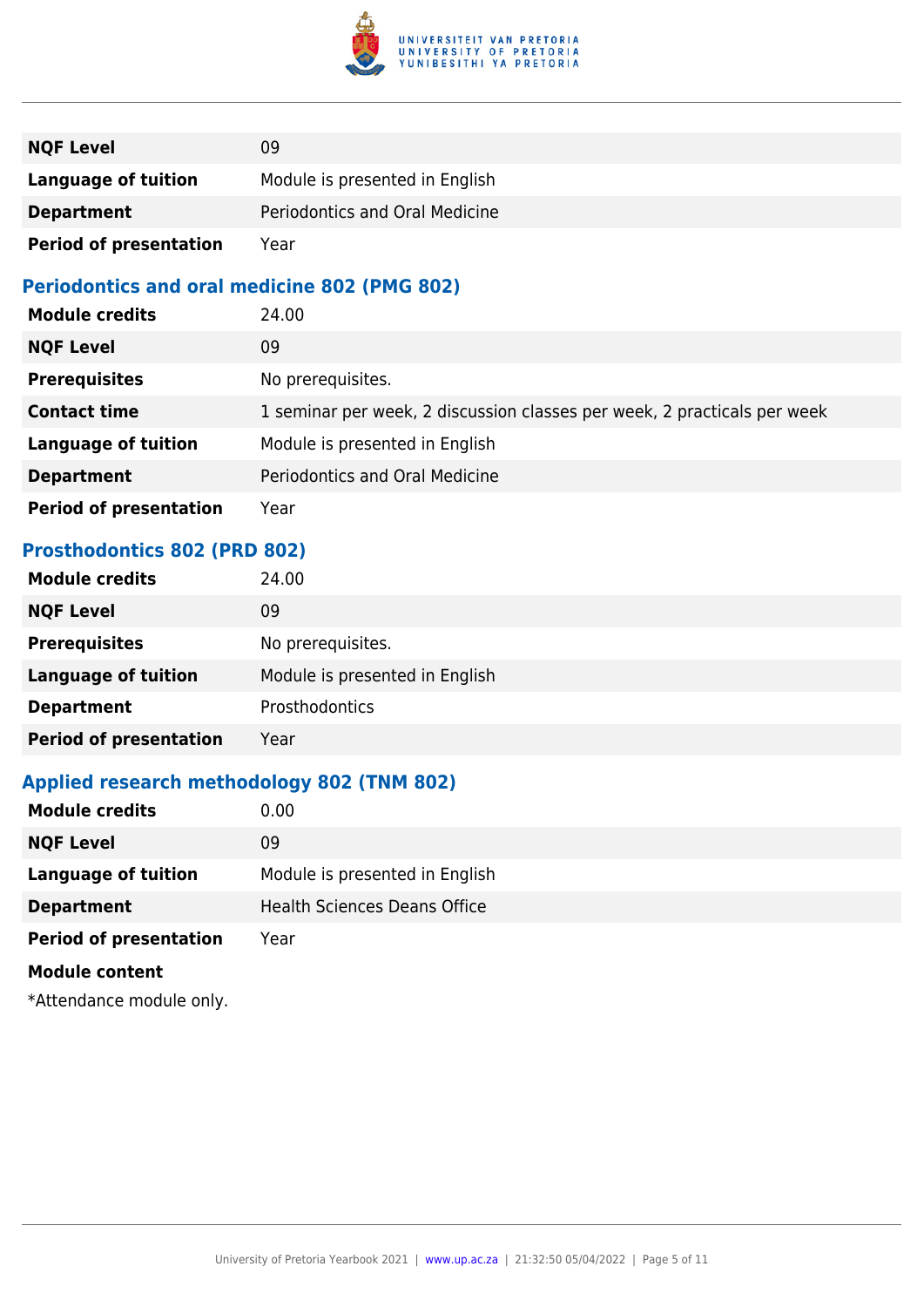| | |
|---|---|
| **NQF Level** | 09 |
| **Language of tuition** | Module is presented in English |
| **Department** | Periodontics and Oral Medicine |
| **Period of presentation** | Year |

### Periodontics and oral medicine 802 (PMG 802)

| | |
|---|---|
| **Module credits** | 24.00 |
| **NQF Level** | 09 |
| **Prerequisites** | No prerequisites. |
| **Contact time** | 1 seminar per week, 2 discussion classes per week, 2 practicals per week |
| **Language of tuition** | Module is presented in English |
| **Department** | Periodontics and Oral Medicine |
| **Period of presentation** | Year |

### Prosthodontics 802 (PRD 802)

| | |
|---|---|
| **Module credits** | 24.00 |
| **NQF Level** | 09 |
| **Prerequisites** | No prerequisites. |
| **Language of tuition** | Module is presented in English |
| **Department** | Prosthodontics |
| **Period of presentation** | Year |

### Applied research methodology 802 (TNM 802)

| | |
|---|---|
| **Module credits** | 0.00 |
| **NQF Level** | 09 |
| **Language of tuition** | Module is presented in English |
| **Department** | Health Sciences Deans Office |
| **Period of presentation** | Year |

**Module content**

*Attendance module only.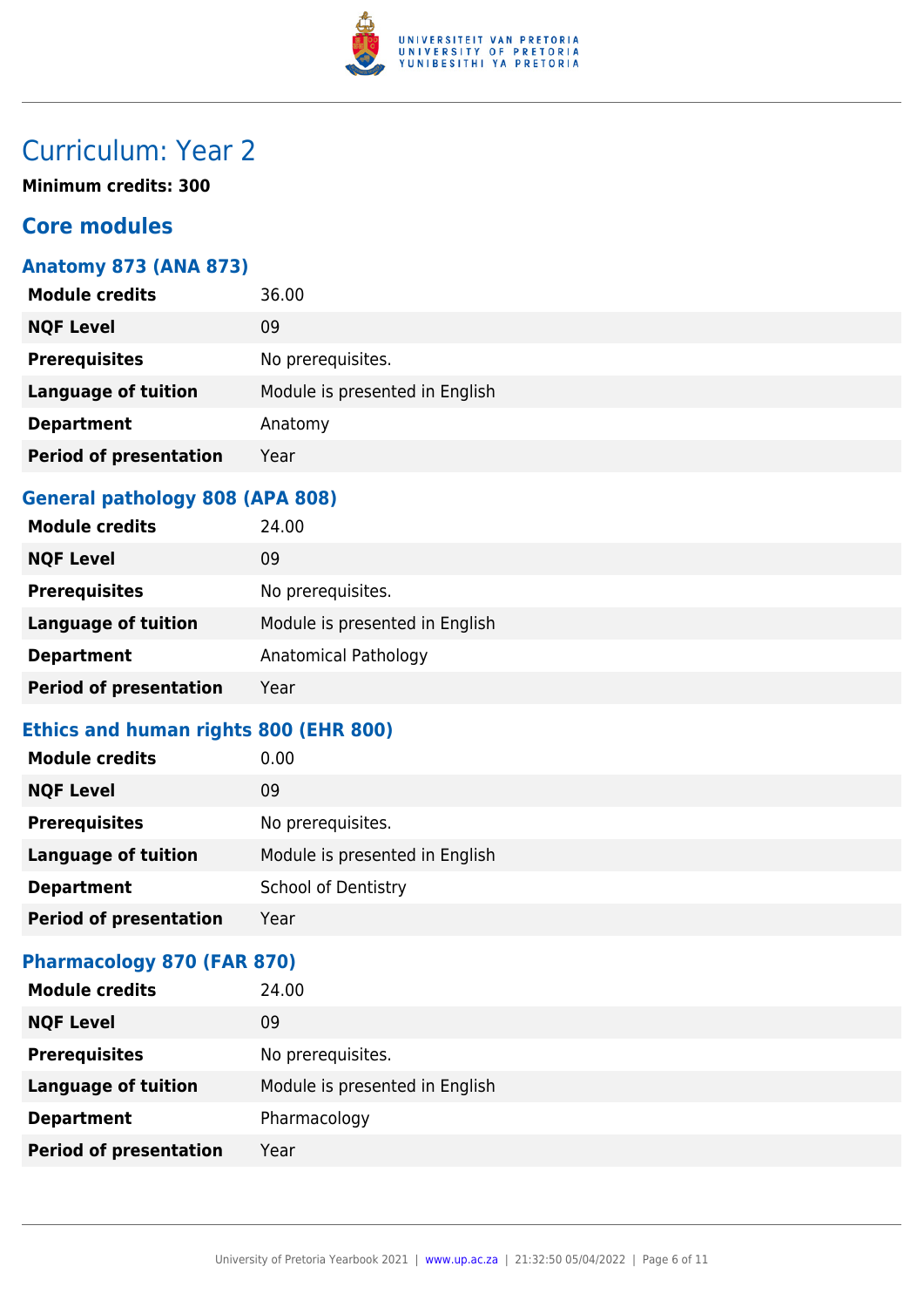# Curriculum: Year 2

**Minimum credits: 300**

## Core modules

### Anatomy 873 (ANA 873)

| | |
|---|---|
| **Module credits** | 36.00 |
| **NQF Level** | 09 |
| **Prerequisites** | No prerequisites. |
| **Language of tuition** | Module is presented in English |
| **Department** | Anatomy |
| **Period of presentation** | Year |

### General pathology 808 (APA 808)

| | |
|---|---|
| **Module credits** | 24.00 |
| **NQF Level** | 09 |
| **Prerequisites** | No prerequisites. |
| **Language of tuition** | Module is presented in English |
| **Department** | Anatomical Pathology |
| **Period of presentation** | Year |

### Ethics and human rights 800 (EHR 800)

| | |
|---|---|
| **Module credits** | 0.00 |
| **NQF Level** | 09 |
| **Prerequisites** | No prerequisites. |
| **Language of tuition** | Module is presented in English |
| **Department** | School of Dentistry |
| **Period of presentation** | Year |

### Pharmacology 870 (FAR 870)

| | |
|---|---|
| **Module credits** | 24.00 |
| **NQF Level** | 09 |
| **Prerequisites** | No prerequisites. |
| **Language of tuition** | Module is presented in English |
| **Department** | Pharmacology |
| **Period of presentation** | Year |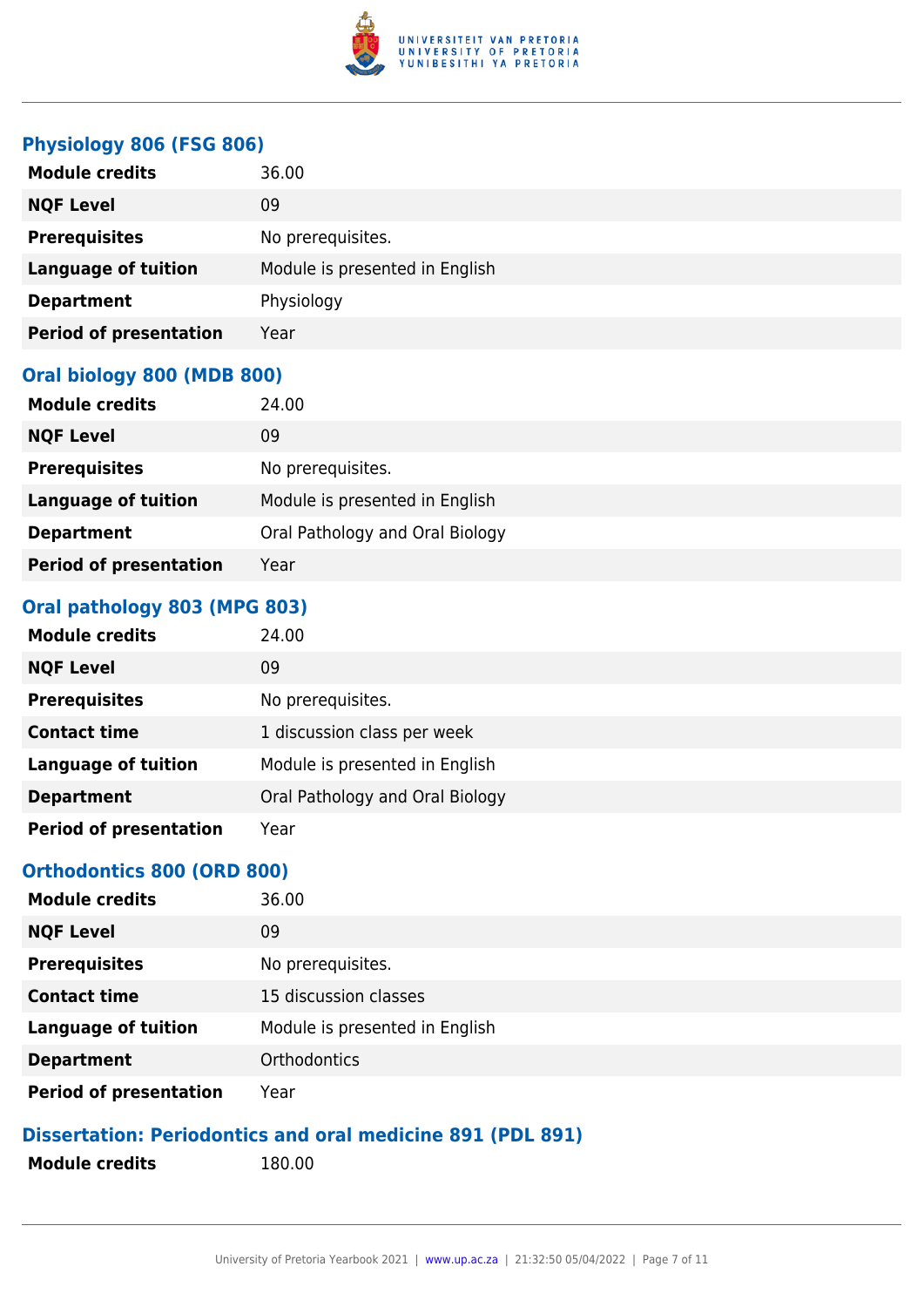### Physiology 806 (FSG 806)

| | |
|---|---|
| **Module credits** | 36.00 |
| **NQF Level** | 09 |
| **Prerequisites** | No prerequisites. |
| **Language of tuition** | Module is presented in English |
| **Department** | Physiology |
| **Period of presentation** | Year |

### Oral biology 800 (MDB 800)

| | |
|---|---|
| **Module credits** | 24.00 |
| **NQF Level** | 09 |
| **Prerequisites** | No prerequisites. |
| **Language of tuition** | Module is presented in English |
| **Department** | Oral Pathology and Oral Biology |
| **Period of presentation** | Year |

### Oral pathology 803 (MPG 803)

| | |
|---|---|
| **Module credits** | 24.00 |
| **NQF Level** | 09 |
| **Prerequisites** | No prerequisites. |
| **Contact time** | 1 discussion class per week |
| **Language of tuition** | Module is presented in English |
| **Department** | Oral Pathology and Oral Biology |
| **Period of presentation** | Year |

### Orthodontics 800 (ORD 800)

| | |
|---|---|
| **Module credits** | 36.00 |
| **NQF Level** | 09 |
| **Prerequisites** | No prerequisites. |
| **Contact time** | 15 discussion classes |
| **Language of tuition** | Module is presented in English |
| **Department** | Orthodontics |
| **Period of presentation** | Year |

### Dissertation: Periodontics and oral medicine 891 (PDL 891)

| | |
|---|---|
| **Module credits** | 180.00 |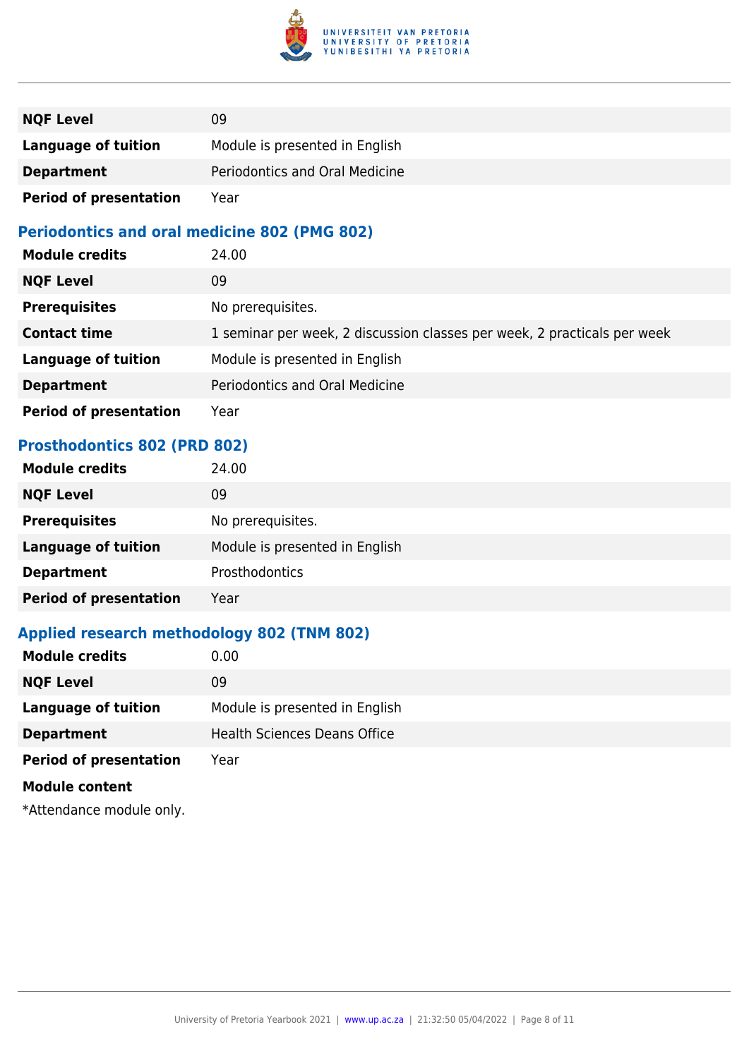| | |
|---|---|
| **NQF Level** | 09 |
| **Language of tuition** | Module is presented in English |
| **Department** | Periodontics and Oral Medicine |
| **Period of presentation** | Year |

### Periodontics and oral medicine 802 (PMG 802)

| | |
|---|---|
| **Module credits** | 24.00 |
| **NQF Level** | 09 |
| **Prerequisites** | No prerequisites. |
| **Contact time** | 1 seminar per week, 2 discussion classes per week, 2 practicals per week |
| **Language of tuition** | Module is presented in English |
| **Department** | Periodontics and Oral Medicine |
| **Period of presentation** | Year |

### Prosthodontics 802 (PRD 802)

| | |
|---|---|
| **Module credits** | 24.00 |
| **NQF Level** | 09 |
| **Prerequisites** | No prerequisites. |
| **Language of tuition** | Module is presented in English |
| **Department** | Prosthodontics |
| **Period of presentation** | Year |

### Applied research methodology 802 (TNM 802)

| | |
|---|---|
| **Module credits** | 0.00 |
| **NQF Level** | 09 |
| **Language of tuition** | Module is presented in English |
| **Department** | Health Sciences Deans Office |
| **Period of presentation** | Year |

**Module content**

*Attendance module only.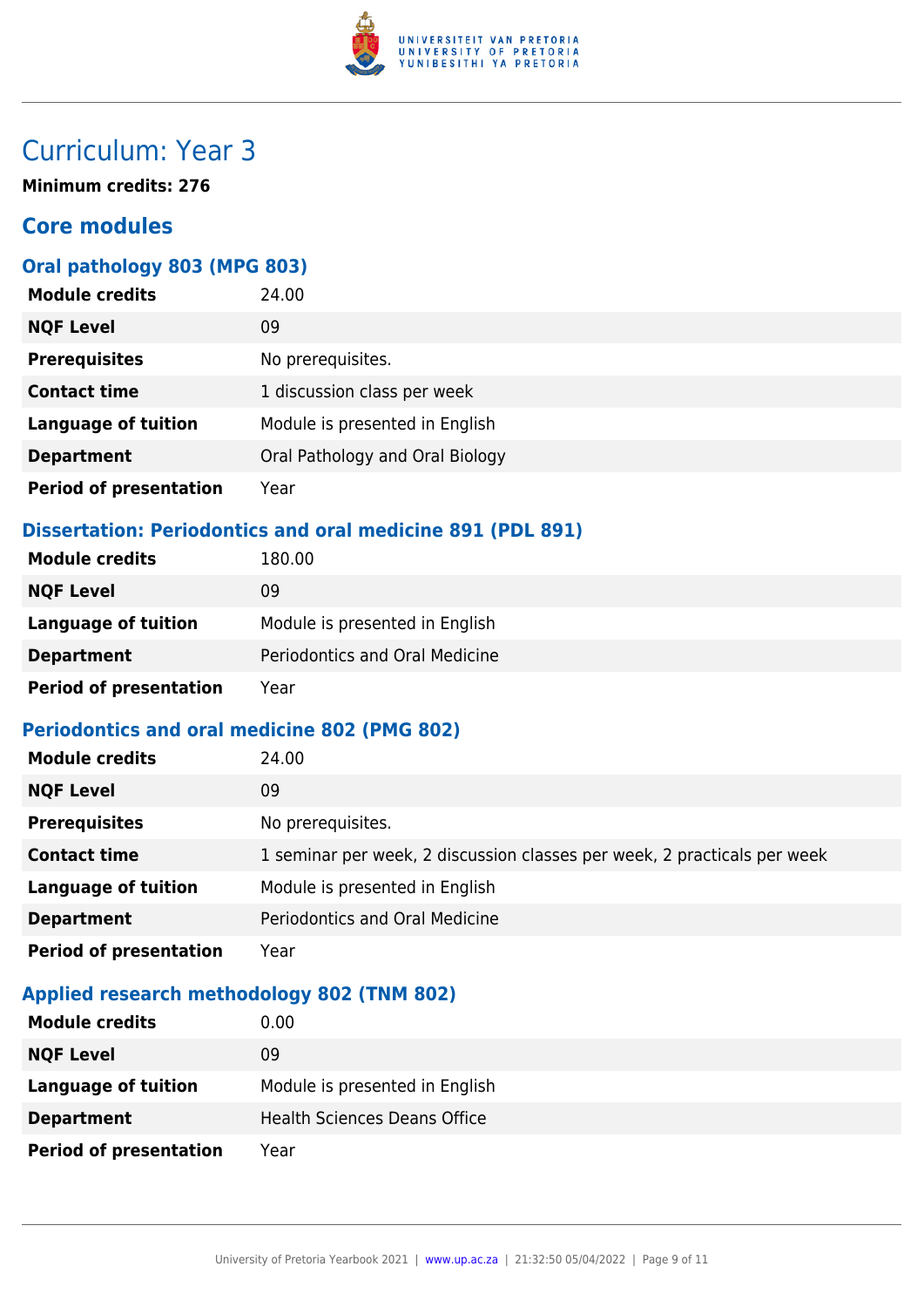# Curriculum: Year 3

**Minimum credits: 276**

## Core modules

### Oral pathology 803 (MPG 803)

| | |
|---|---|
| **Module credits** | 24.00 |
| **NQF Level** | 09 |
| **Prerequisites** | No prerequisites. |
| **Contact time** | 1 discussion class per week |
| **Language of tuition** | Module is presented in English |
| **Department** | Oral Pathology and Oral Biology |
| **Period of presentation** | Year |

### Dissertation: Periodontics and oral medicine 891 (PDL 891)

| | |
|---|---|
| **Module credits** | 180.00 |
| **NQF Level** | 09 |
| **Language of tuition** | Module is presented in English |
| **Department** | Periodontics and Oral Medicine |
| **Period of presentation** | Year |

### Periodontics and oral medicine 802 (PMG 802)

| | |
|---|---|
| **Module credits** | 24.00 |
| **NQF Level** | 09 |
| **Prerequisites** | No prerequisites. |
| **Contact time** | 1 seminar per week, 2 discussion classes per week, 2 practicals per week |
| **Language of tuition** | Module is presented in English |
| **Department** | Periodontics and Oral Medicine |
| **Period of presentation** | Year |

### Applied research methodology 802 (TNM 802)

| | |
|---|---|
| **Module credits** | 0.00 |
| **NQF Level** | 09 |
| **Language of tuition** | Module is presented in English |
| **Department** | Health Sciences Deans Office |
| **Period of presentation** | Year |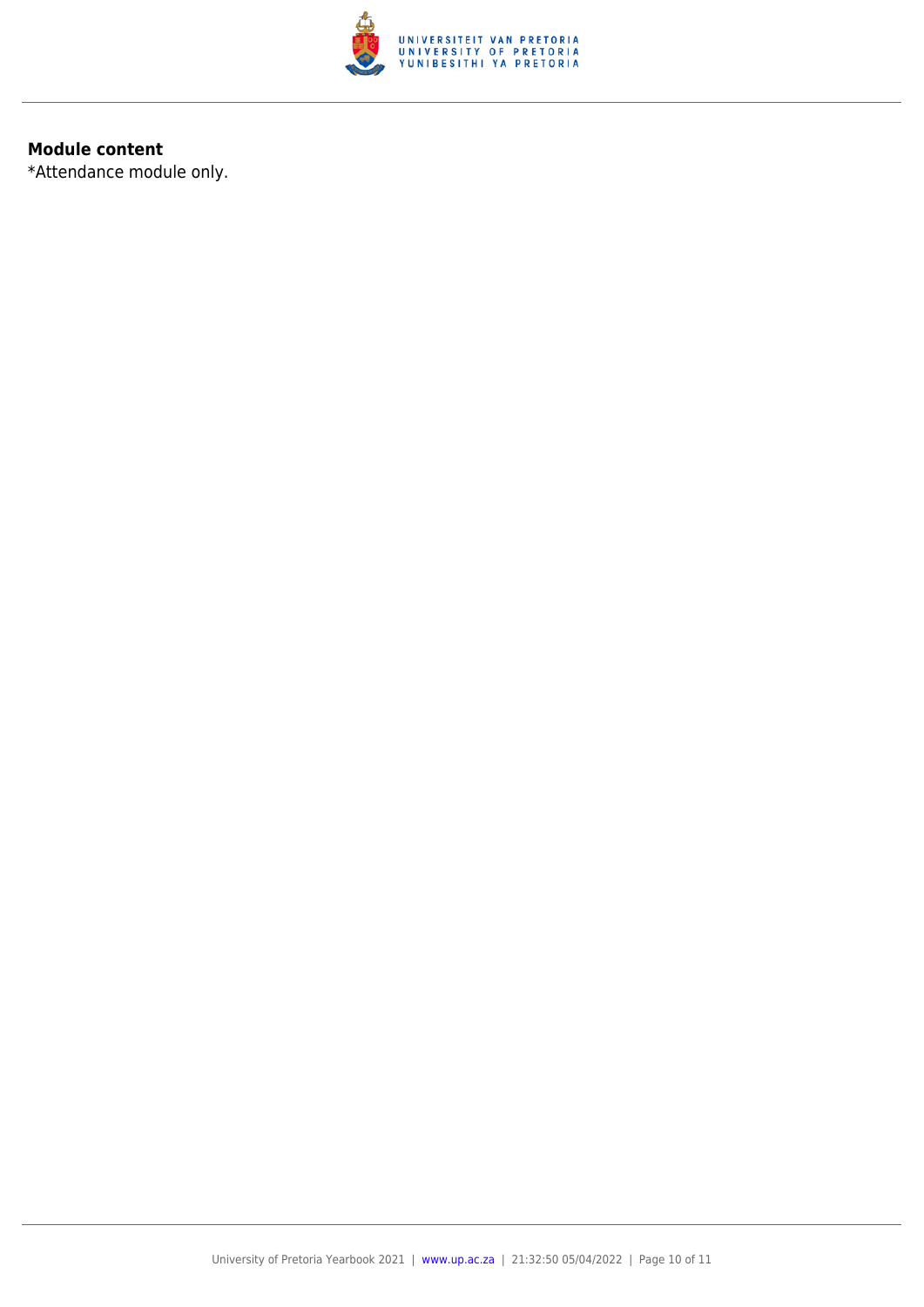**Module content**

*Attendance module only.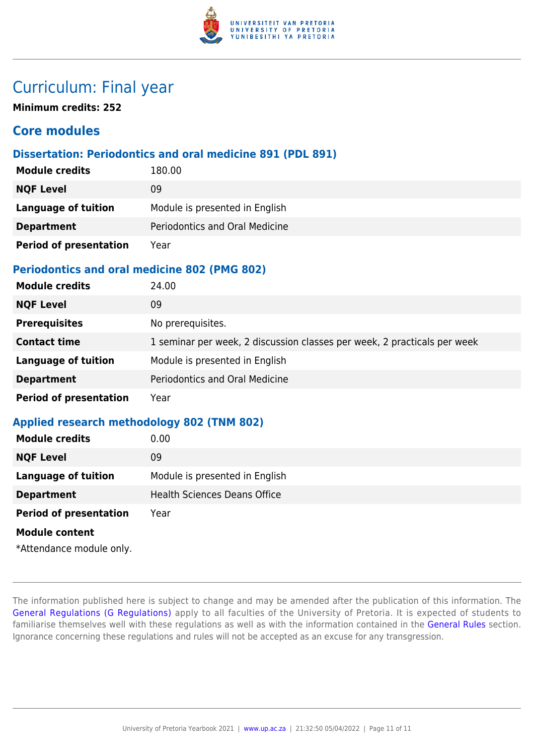# Curriculum: Final year

**Minimum credits: 252**

## Core modules

### Dissertation: Periodontics and oral medicine 891 (PDL 891)

| | |
|---|---|
| **Module credits** | 180.00 |
| **NQF Level** | 09 |
| **Language of tuition** | Module is presented in English |
| **Department** | Periodontics and Oral Medicine |
| **Period of presentation** | Year |

### Periodontics and oral medicine 802 (PMG 802)

| | |
|---|---|
| **Module credits** | 24.00 |
| **NQF Level** | 09 |
| **Prerequisites** | No prerequisites. |
| **Contact time** | 1 seminar per week, 2 discussion classes per week, 2 practicals per week |
| **Language of tuition** | Module is presented in English |
| **Department** | Periodontics and Oral Medicine |
| **Period of presentation** | Year |

### Applied research methodology 802 (TNM 802)

| | |
|---|---|
| **Module credits** | 0.00 |
| **NQF Level** | 09 |
| **Language of tuition** | Module is presented in English |
| **Department** | Health Sciences Deans Office |
| **Period of presentation** | Year |

**Module content**

*Attendance module only.

---

The information published here is subject to change and may be amended after the publication of this information. The General Regulations (G Regulations) apply to all faculties of the University of Pretoria. It is expected of students to familiarise themselves well with these regulations as well as with the information contained in the General Rules section. Ignorance concerning these regulations and rules will not be accepted as an excuse for any transgression.